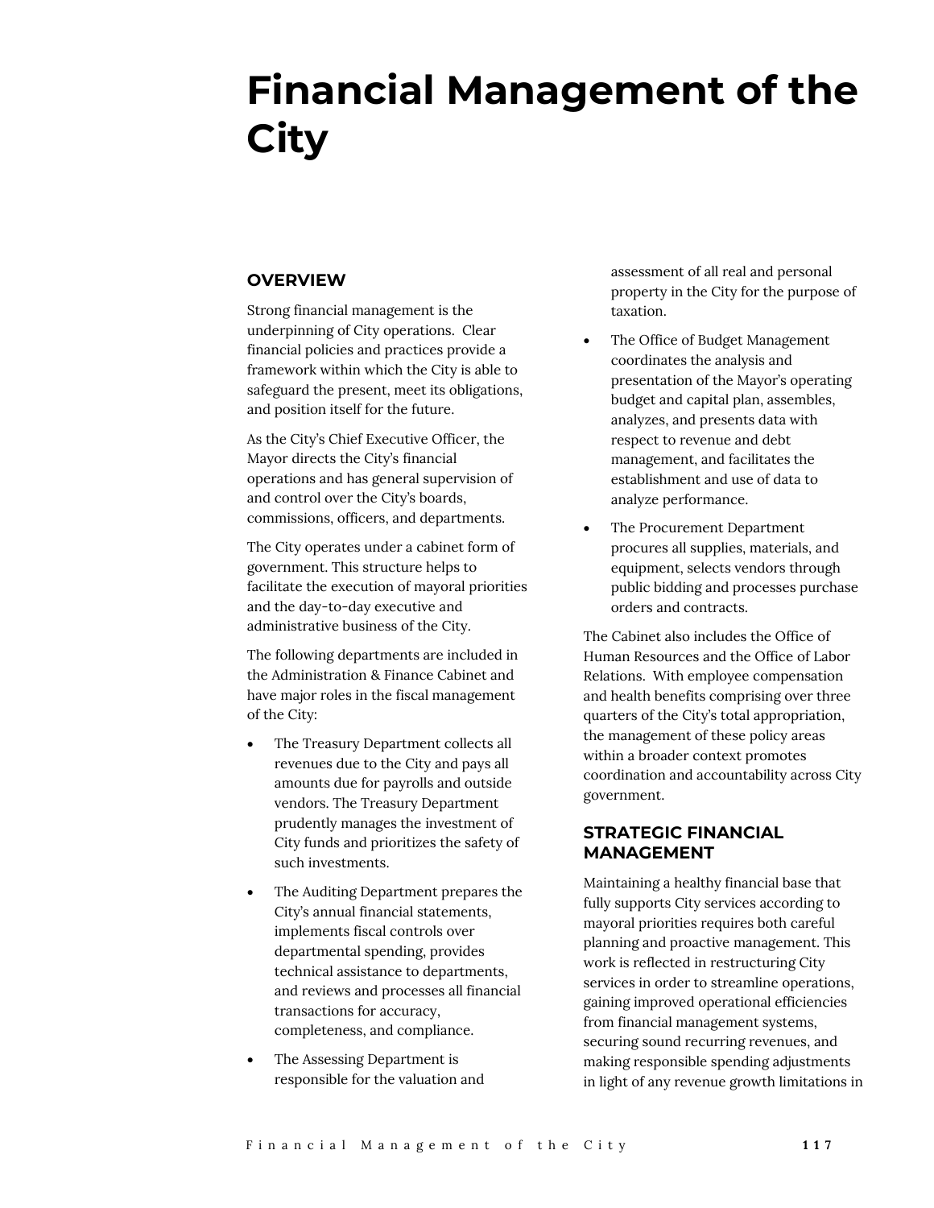# Financial Management of the City

## OVERVIEW

Strong financial management is the underpinning of City operations. Clear financial policies and practices provide a framework within which the City is able to safeguard the present, meet its obligations, and position itself for the future.

As the City's Chief Executive Officer, the Mayor directs the City's financial operations and has general supervision of and control over the City's boards, commissions, officers, and departments.

The City operates under a cabinet form of government. This structure helps to facilitate the execution of mayoral priorities and the day-to-day executive and administrative business of the City.

The following departments are included in the Administration & Finance Cabinet and have major roles in the fiscal management of the City:

- The Treasury Department collects all revenues due to the City and pays all amounts due for payrolls and outside vendors. The Treasury Department prudently manages the investment of City funds and prioritizes the safety of such investments.
- The Auditing Department prepares the City's annual financial statements, implements fiscal controls over departmental spending, provides technical assistance to departments, and reviews and processes all financial transactions for accuracy, completeness, and compliance.
- The Assessing Department is responsible for the valuation and assessment of all real and personal property in the City for the purpose of taxation.
- The Office of Budget Management coordinates the analysis and presentation of the Mayor's operating budget and capital plan, assembles, analyzes, and presents data with respect to revenue and debt management, and facilitates the establishment and use of data to analyze performance.
- The Procurement Department procures all supplies, materials, and equipment, selects vendors through public bidding and processes purchase orders and contracts.

The Cabinet also includes the Office of Human Resources and the Office of Labor Relations. With employee compensation and health benefits comprising over three quarters of the City's total appropriation, the management of these policy areas within a broader context promotes coordination and accountability across City government.

## STRATEGIC FINANCIAL MANAGEMENT

Maintaining a healthy financial base that fully supports City services according to mayoral priorities requires both careful planning and proactive management. This work is reflected in restructuring City services in order to streamline operations, gaining improved operational efficiencies from financial management systems, securing sound recurring revenues, and making responsible spending adjustments in light of any revenue growth limitations in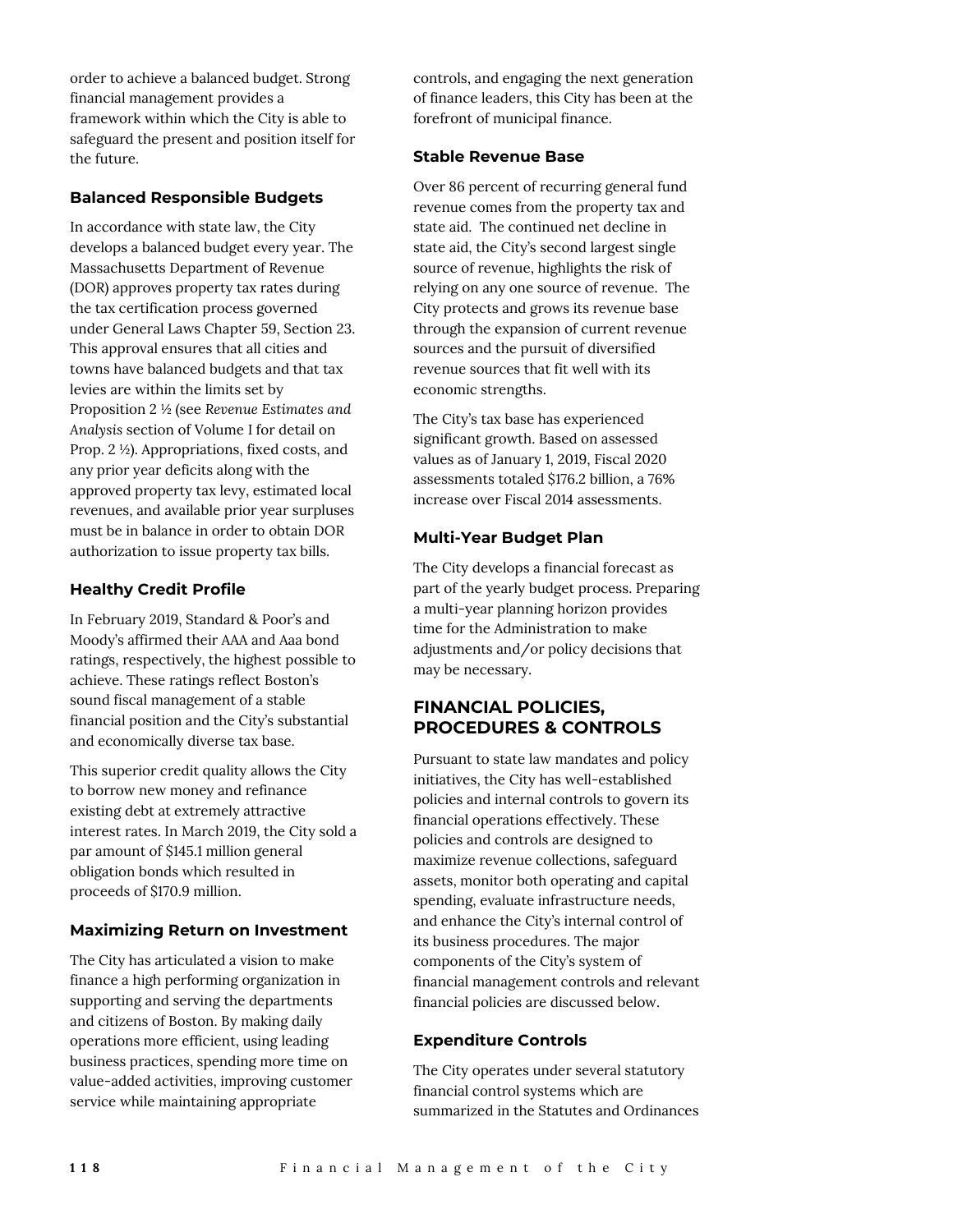order to achieve a balanced budget. Strong financial management provides a framework within which the City is able to safeguard the present and position itself for the future.

### Balanced Responsible Budgets

In accordance with state law, the City develops a balanced budget every year. The Massachusetts Department of Revenue (DOR) approves property tax rates during the tax certification process governed under General Laws Chapter 59, Section 23. This approval ensures that all cities and towns have balanced budgets and that tax levies are within the limits set by Proposition 2 ½ (see *Revenue Estimates and Analysis* section of Volume I for detail on Prop. 2 ½). Appropriations, fixed costs, and any prior year deficits along with the approved property tax levy, estimated local revenues, and available prior year surpluses must be in balance in order to obtain DOR authorization to issue property tax bills.

### Healthy Credit Profile

In February 2019, Standard & Poor's and Moody's affirmed their AAA and Aaa bond ratings, respectively, the highest possible to achieve. These ratings reflect Boston's sound fiscal management of a stable financial position and the City's substantial and economically diverse tax base.

This superior credit quality allows the City to borrow new money and refinance existing debt at extremely attractive interest rates. In March 2019, the City sold a par amount of $145.1 million general obligation bonds which resulted in proceeds of $170.9 million.

### Maximizing Return on Investment

The City has articulated a vision to make finance a high performing organization in supporting and serving the departments and citizens of Boston. By making daily operations more efficient, using leading business practices, spending more time on value-added activities, improving customer service while maintaining appropriate controls, and engaging the next generation of finance leaders, this City has been at the forefront of municipal finance.

### Stable Revenue Base

Over 86 percent of recurring general fund revenue comes from the property tax and state aid. The continued net decline in state aid, the City's second largest single source of revenue, highlights the risk of relying on any one source of revenue. The City protects and grows its revenue base through the expansion of current revenue sources and the pursuit of diversified revenue sources that fit well with its economic strengths.

The City's tax base has experienced significant growth. Based on assessed values as of January 1, 2019, Fiscal 2020 assessments totaled $176.2 billion, a 76% increase over Fiscal 2014 assessments.

### Multi-Year Budget Plan

The City develops a financial forecast as part of the yearly budget process. Preparing a multi-year planning horizon provides time for the Administration to make adjustments and/or policy decisions that may be necessary.

## FINANCIAL POLICIES, PROCEDURES & CONTROLS

Pursuant to state law mandates and policy initiatives, the City has well-established policies and internal controls to govern its financial operations effectively. These policies and controls are designed to maximize revenue collections, safeguard assets, monitor both operating and capital spending, evaluate infrastructure needs, and enhance the City's internal control of its business procedures. The major components of the City's system of financial management controls and relevant financial policies are discussed below.

### Expenditure Controls

The City operates under several statutory financial control systems which are summarized in the Statutes and Ordinances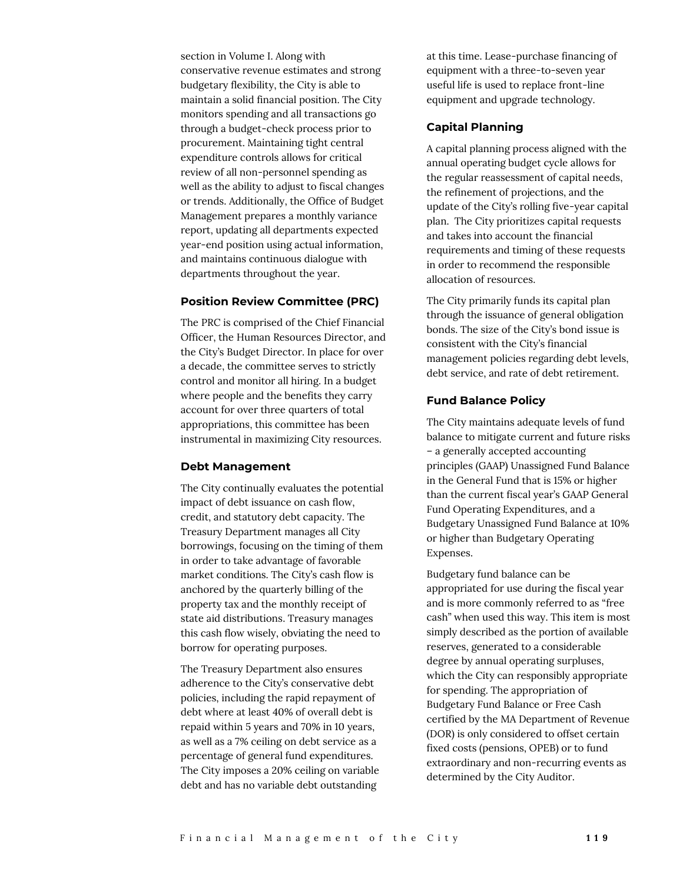section in Volume I. Along with conservative revenue estimates and strong budgetary flexibility, the City is able to maintain a solid financial position. The City monitors spending and all transactions go through a budget-check process prior to procurement. Maintaining tight central expenditure controls allows for critical review of all non-personnel spending as well as the ability to adjust to fiscal changes or trends. Additionally, the Office of Budget Management prepares a monthly variance report, updating all departments expected year-end position using actual information, and maintains continuous dialogue with departments throughout the year.

### Position Review Committee (PRC)

The PRC is comprised of the Chief Financial Officer, the Human Resources Director, and the City's Budget Director. In place for over a decade, the committee serves to strictly control and monitor all hiring. In a budget where people and the benefits they carry account for over three quarters of total appropriations, this committee has been instrumental in maximizing City resources.

### Debt Management

The City continually evaluates the potential impact of debt issuance on cash flow, credit, and statutory debt capacity. The Treasury Department manages all City borrowings, focusing on the timing of them in order to take advantage of favorable market conditions. The City's cash flow is anchored by the quarterly billing of the property tax and the monthly receipt of state aid distributions. Treasury manages this cash flow wisely, obviating the need to borrow for operating purposes.

The Treasury Department also ensures adherence to the City's conservative debt policies, including the rapid repayment of debt where at least 40% of overall debt is repaid within 5 years and 70% in 10 years, as well as a 7% ceiling on debt service as a percentage of general fund expenditures. The City imposes a 20% ceiling on variable debt and has no variable debt outstanding at this time. Lease-purchase financing of equipment with a three-to-seven year useful life is used to replace front-line equipment and upgrade technology.

### Capital Planning

A capital planning process aligned with the annual operating budget cycle allows for the regular reassessment of capital needs, the refinement of projections, and the update of the City's rolling five-year capital plan. The City prioritizes capital requests and takes into account the financial requirements and timing of these requests in order to recommend the responsible allocation of resources.

The City primarily funds its capital plan through the issuance of general obligation bonds. The size of the City's bond issue is consistent with the City's financial management policies regarding debt levels, debt service, and rate of debt retirement.

### Fund Balance Policy

The City maintains adequate levels of fund balance to mitigate current and future risks – a generally accepted accounting principles (GAAP) Unassigned Fund Balance in the General Fund that is 15% or higher than the current fiscal year's GAAP General Fund Operating Expenditures, and a Budgetary Unassigned Fund Balance at 10% or higher than Budgetary Operating Expenses.

Budgetary fund balance can be appropriated for use during the fiscal year and is more commonly referred to as "free cash" when used this way. This item is most simply described as the portion of available reserves, generated to a considerable degree by annual operating surpluses, which the City can responsibly appropriate for spending. The appropriation of Budgetary Fund Balance or Free Cash certified by the MA Department of Revenue (DOR) is only considered to offset certain fixed costs (pensions, OPEB) or to fund extraordinary and non-recurring events as determined by the City Auditor.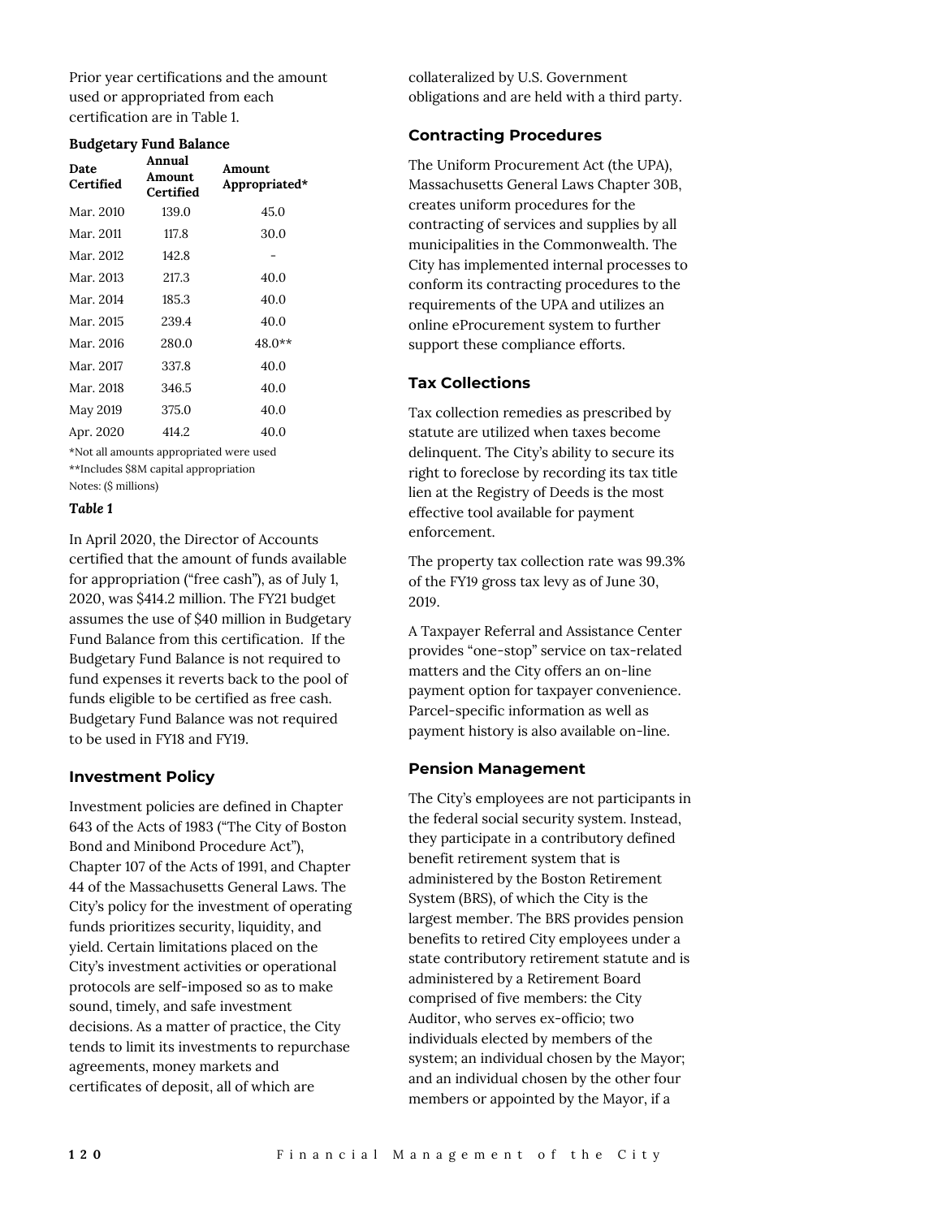Prior year certifications and the amount used or appropriated from each certification are in Table 1.

**Budgetary Fund Balance**

| Date Certified | Annual Amount Certified | Amount Appropriated* |
|---|---|---|
| Mar. 2010 | 139.0 | 45.0 |
| Mar. 2011 | 117.8 | 30.0 |
| Mar. 2012 | 142.8 | - |
| Mar. 2013 | 217.3 | 40.0 |
| Mar. 2014 | 185.3 | 40.0 |
| Mar. 2015 | 239.4 | 40.0 |
| Mar. 2016 | 280.0 | 48.0** |
| Mar. 2017 | 337.8 | 40.0 |
| Mar. 2018 | 346.5 | 40.0 |
| May 2019 | 375.0 | 40.0 |
| Apr. 2020 | 414.2 | 40.0 |

*Not all amounts appropriated were used

**Includes $8M capital appropriation

Notes: ($ millions)

***Table 1***

In April 2020, the Director of Accounts certified that the amount of funds available for appropriation ("free cash"), as of July 1, 2020, was $414.2 million. The FY21 budget assumes the use of $40 million in Budgetary Fund Balance from this certification. If the Budgetary Fund Balance is not required to fund expenses it reverts back to the pool of funds eligible to be certified as free cash. Budgetary Fund Balance was not required to be used in FY18 and FY19.

### Investment Policy

Investment policies are defined in Chapter 643 of the Acts of 1983 ("The City of Boston Bond and Minibond Procedure Act"), Chapter 107 of the Acts of 1991, and Chapter 44 of the Massachusetts General Laws. The City's policy for the investment of operating funds prioritizes security, liquidity, and yield. Certain limitations placed on the City's investment activities or operational protocols are self-imposed so as to make sound, timely, and safe investment decisions. As a matter of practice, the City tends to limit its investments to repurchase agreements, money markets and certificates of deposit, all of which are collateralized by U.S. Government obligations and are held with a third party.

### Contracting Procedures

The Uniform Procurement Act (the UPA), Massachusetts General Laws Chapter 30B, creates uniform procedures for the contracting of services and supplies by all municipalities in the Commonwealth. The City has implemented internal processes to conform its contracting procedures to the requirements of the UPA and utilizes an online eProcurement system to further support these compliance efforts.

### Tax Collections

Tax collection remedies as prescribed by statute are utilized when taxes become delinquent. The City's ability to secure its right to foreclose by recording its tax title lien at the Registry of Deeds is the most effective tool available for payment enforcement.

The property tax collection rate was 99.3% of the FY19 gross tax levy as of June 30, 2019.

A Taxpayer Referral and Assistance Center provides "one-stop" service on tax-related matters and the City offers an on-line payment option for taxpayer convenience. Parcel-specific information as well as payment history is also available on-line.

### Pension Management

The City's employees are not participants in the federal social security system. Instead, they participate in a contributory defined benefit retirement system that is administered by the Boston Retirement System (BRS), of which the City is the largest member. The BRS provides pension benefits to retired City employees under a state contributory retirement statute and is administered by a Retirement Board comprised of five members: the City Auditor, who serves ex-officio; two individuals elected by members of the system; an individual chosen by the Mayor; and an individual chosen by the other four members or appointed by the Mayor, if a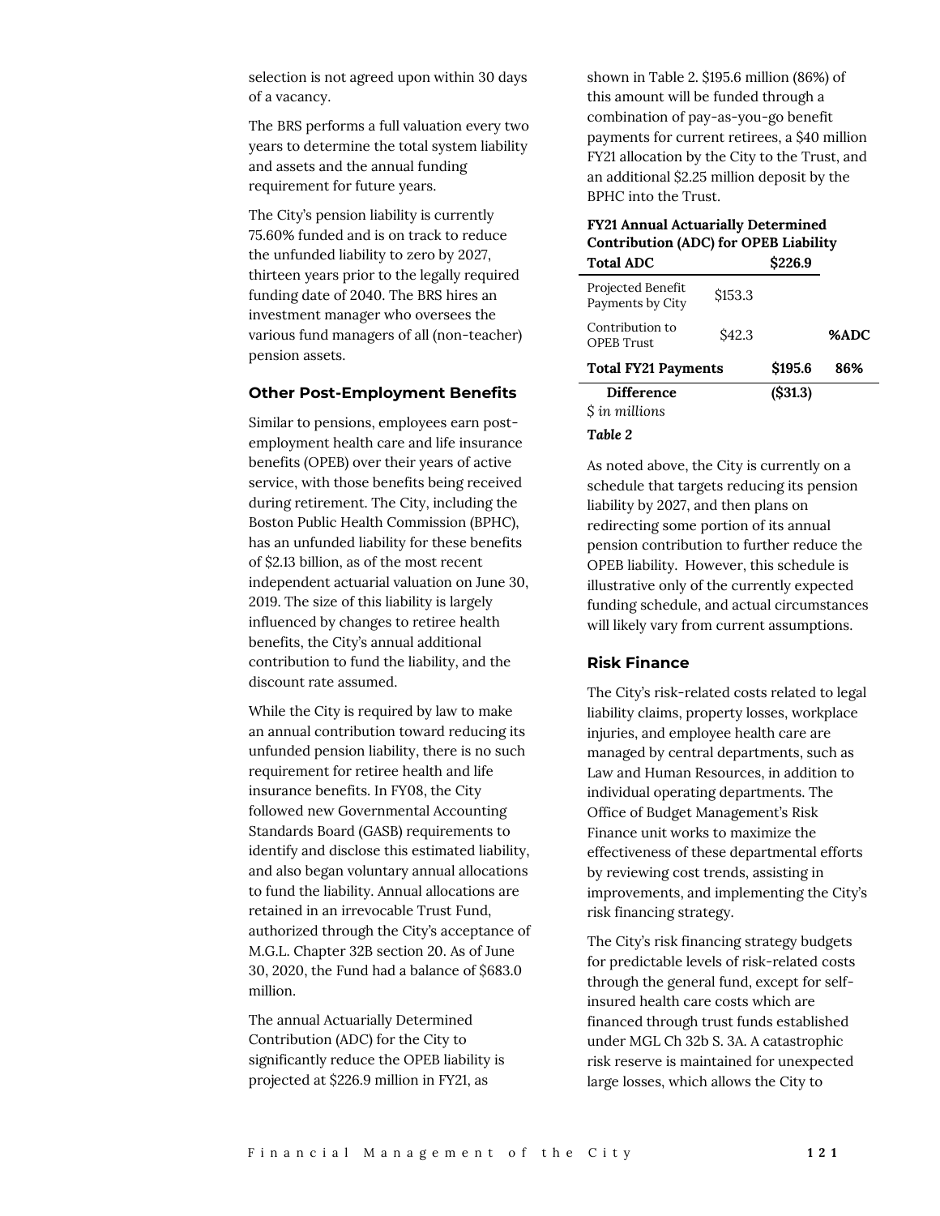selection is not agreed upon within 30 days of a vacancy.

The BRS performs a full valuation every two years to determine the total system liability and assets and the annual funding requirement for future years.

The City's pension liability is currently 75.60% funded and is on track to reduce the unfunded liability to zero by 2027, thirteen years prior to the legally required funding date of 2040. The BRS hires an investment manager who oversees the various fund managers of all (non-teacher) pension assets.

### Other Post-Employment Benefits

Similar to pensions, employees earn post-employment health care and life insurance benefits (OPEB) over their years of active service, with those benefits being received during retirement. The City, including the Boston Public Health Commission (BPHC), has an unfunded liability for these benefits of $2.13 billion, as of the most recent independent actuarial valuation on June 30, 2019. The size of this liability is largely influenced by changes to retiree health benefits, the City's annual additional contribution to fund the liability, and the discount rate assumed.

While the City is required by law to make an annual contribution toward reducing its unfunded pension liability, there is no such requirement for retiree health and life insurance benefits. In FY08, the City followed new Governmental Accounting Standards Board (GASB) requirements to identify and disclose this estimated liability, and also began voluntary annual allocations to fund the liability. Annual allocations are retained in an irrevocable Trust Fund, authorized through the City's acceptance of M.G.L. Chapter 32B section 20. As of June 30, 2020, the Fund had a balance of $683.0 million.

The annual Actuarially Determined Contribution (ADC) for the City to significantly reduce the OPEB liability is projected at $226.9 million in FY21, as shown in Table 2. $195.6 million (86%) of this amount will be funded through a combination of pay-as-you-go benefit payments for current retirees, a $40 million FY21 allocation by the City to the Trust, and an additional $2.25 million deposit by the BPHC into the Trust.

**FY21 Annual Actuarially Determined Contribution (ADC) for OPEB Liability**

| **Total ADC** | | **$226.9** | |
|---|---|---|---|
| Projected Benefit Payments by City | $153.3 | | |
| Contribution to OPEB Trust | $42.3 | | **%ADC** |
| **Total FY21 Payments** | | **$195.6** | **86%** |
| **Difference** | | **($31.3)** | |

*$ in millions*

***Table 2***

As noted above, the City is currently on a schedule that targets reducing its pension liability by 2027, and then plans on redirecting some portion of its annual pension contribution to further reduce the OPEB liability. However, this schedule is illustrative only of the currently expected funding schedule, and actual circumstances will likely vary from current assumptions.

### Risk Finance

The City's risk-related costs related to legal liability claims, property losses, workplace injuries, and employee health care are managed by central departments, such as Law and Human Resources, in addition to individual operating departments. The Office of Budget Management's Risk Finance unit works to maximize the effectiveness of these departmental efforts by reviewing cost trends, assisting in improvements, and implementing the City's risk financing strategy.

The City's risk financing strategy budgets for predictable levels of risk-related costs through the general fund, except for self-insured health care costs which are financed through trust funds established under MGL Ch 32b S. 3A. A catastrophic risk reserve is maintained for unexpected large losses, which allows the City to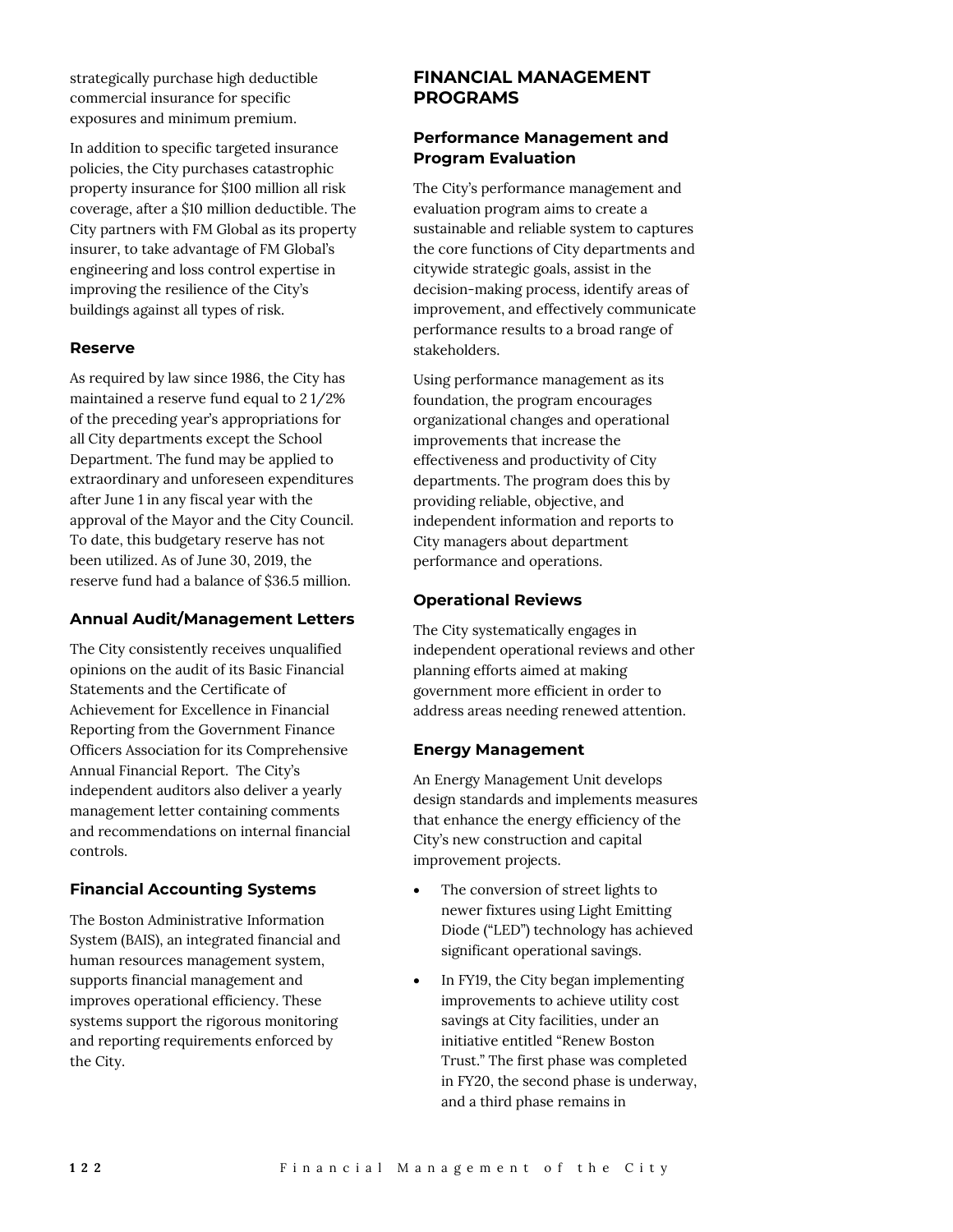strategically purchase high deductible commercial insurance for specific exposures and minimum premium.

In addition to specific targeted insurance policies, the City purchases catastrophic property insurance for $100 million all risk coverage, after a $10 million deductible. The City partners with FM Global as its property insurer, to take advantage of FM Global's engineering and loss control expertise in improving the resilience of the City's buildings against all types of risk.

### Reserve

As required by law since 1986, the City has maintained a reserve fund equal to 2 1/2% of the preceding year's appropriations for all City departments except the School Department. The fund may be applied to extraordinary and unforeseen expenditures after June 1 in any fiscal year with the approval of the Mayor and the City Council. To date, this budgetary reserve has not been utilized. As of June 30, 2019, the reserve fund had a balance of $36.5 million.

### Annual Audit/Management Letters

The City consistently receives unqualified opinions on the audit of its Basic Financial Statements and the Certificate of Achievement for Excellence in Financial Reporting from the Government Finance Officers Association for its Comprehensive Annual Financial Report. The City's independent auditors also deliver a yearly management letter containing comments and recommendations on internal financial controls.

### Financial Accounting Systems

The Boston Administrative Information System (BAIS), an integrated financial and human resources management system, supports financial management and improves operational efficiency. These systems support the rigorous monitoring and reporting requirements enforced by the City.

## FINANCIAL MANAGEMENT PROGRAMS

### Performance Management and Program Evaluation

The City's performance management and evaluation program aims to create a sustainable and reliable system to captures the core functions of City departments and citywide strategic goals, assist in the decision-making process, identify areas of improvement, and effectively communicate performance results to a broad range of stakeholders.

Using performance management as its foundation, the program encourages organizational changes and operational improvements that increase the effectiveness and productivity of City departments. The program does this by providing reliable, objective, and independent information and reports to City managers about department performance and operations.

### Operational Reviews

The City systematically engages in independent operational reviews and other planning efforts aimed at making government more efficient in order to address areas needing renewed attention.

### Energy Management

An Energy Management Unit develops design standards and implements measures that enhance the energy efficiency of the City's new construction and capital improvement projects.

- The conversion of street lights to newer fixtures using Light Emitting Diode ("LED") technology has achieved significant operational savings.
- In FY19, the City began implementing improvements to achieve utility cost savings at City facilities, under an initiative entitled "Renew Boston Trust." The first phase was completed in FY20, the second phase is underway, and a third phase remains in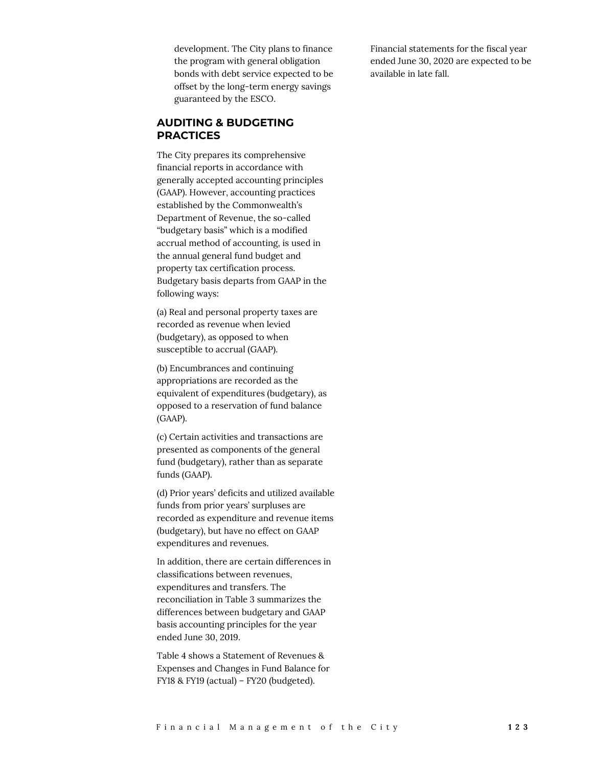development. The City plans to finance the program with general obligation bonds with debt service expected to be offset by the long-term energy savings guaranteed by the ESCO.

## AUDITING & BUDGETING PRACTICES

The City prepares its comprehensive financial reports in accordance with generally accepted accounting principles (GAAP). However, accounting practices established by the Commonwealth's Department of Revenue, the so-called "budgetary basis" which is a modified accrual method of accounting, is used in the annual general fund budget and property tax certification process. Budgetary basis departs from GAAP in the following ways:

(a) Real and personal property taxes are recorded as revenue when levied (budgetary), as opposed to when susceptible to accrual (GAAP).

(b) Encumbrances and continuing appropriations are recorded as the equivalent of expenditures (budgetary), as opposed to a reservation of fund balance (GAAP).

(c) Certain activities and transactions are presented as components of the general fund (budgetary), rather than as separate funds (GAAP).

(d) Prior years' deficits and utilized available funds from prior years' surpluses are recorded as expenditure and revenue items (budgetary), but have no effect on GAAP expenditures and revenues.

In addition, there are certain differences in classifications between revenues, expenditures and transfers. The reconciliation in Table 3 summarizes the differences between budgetary and GAAP basis accounting principles for the year ended June 30, 2019.

Table 4 shows a Statement of Revenues & Expenses and Changes in Fund Balance for FY18 & FY19 (actual) – FY20 (budgeted).

Financial statements for the fiscal year ended June 30, 2020 are expected to be available in late fall.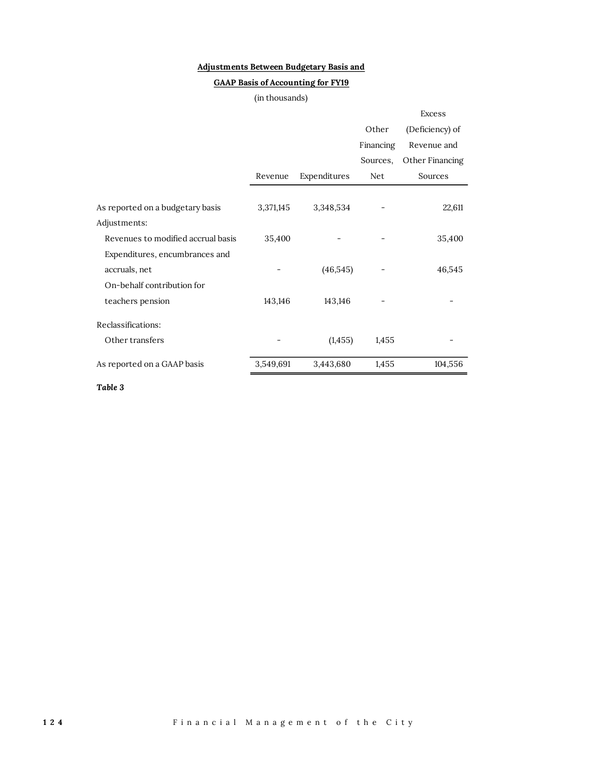**Adjustments Between Budgetary Basis and**

**GAAP Basis of Accounting for FY19**

(in thousands)

| | Revenue | Expenditures | Other Financing Sources, Net | Excess (Deficiency) of Revenue and Other Financing Sources |
|---|---|---|---|---|
| As reported on a budgetary basis | 3,371,145 | 3,348,534 | - | 22,611 |
| Adjustments: | | | | |
| Revenues to modified accrual basis | 35,400 | - | - | 35,400 |
| Expenditures, encumbrances and accruals, net | - | (46,545) | - | 46,545 |
| On-behalf contribution for teachers pension | 143,146 | 143,146 | - | - |
| Reclassifications: | | | | |
| Other transfers | - | (1,455) | 1,455 | - |
| As reported on a GAAP basis | 3,549,691 | 3,443,680 | 1,455 | 104,556 |

*Table 3*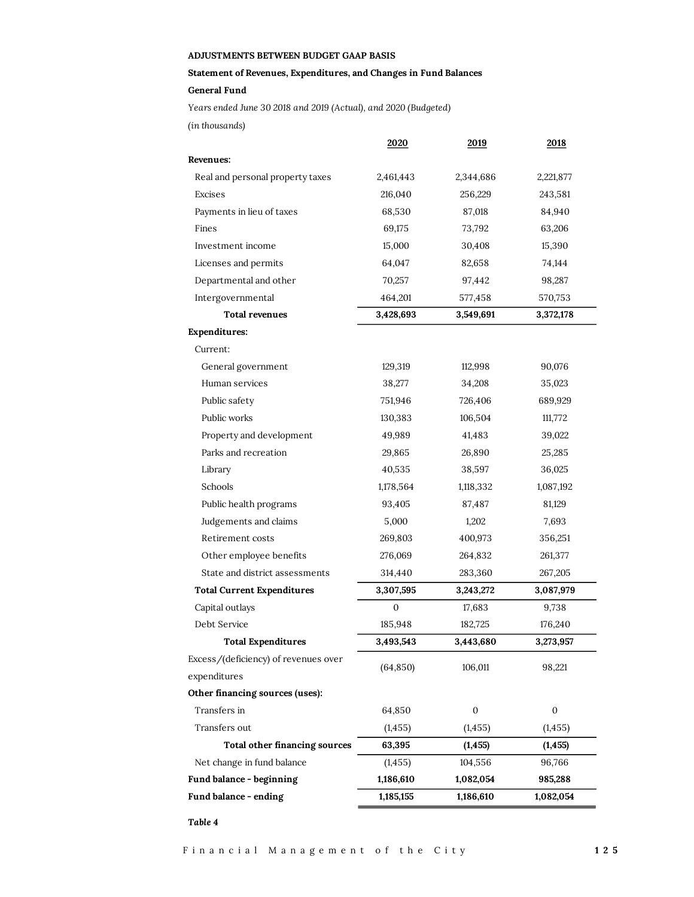**ADJUSTMENTS BETWEEN BUDGET GAAP BASIS**

**Statement of Revenues, Expenditures, and Changes in Fund Balances**

**General Fund**

*Years ended June 30 2018 and 2019 (Actual), and 2020 (Budgeted)*

*(in thousands)*

| | 2020 | 2019 | 2018 |
|---|---|---|---|
| **Revenues:** | | | |
| Real and personal property taxes | 2,461,443 | 2,344,686 | 2,221,877 |
| Excises | 216,040 | 256,229 | 243,581 |
| Payments in lieu of taxes | 68,530 | 87,018 | 84,940 |
| Fines | 69,175 | 73,792 | 63,206 |
| Investment income | 15,000 | 30,408 | 15,390 |
| Licenses and permits | 64,047 | 82,658 | 74,144 |
| Departmental and other | 70,257 | 97,442 | 98,287 |
| Intergovernmental | 464,201 | 577,458 | 570,753 |
| **Total revenues** | **3,428,693** | **3,549,691** | **3,372,178** |
| **Expenditures:** | | | |
| Current: | | | |
| General government | 129,319 | 112,998 | 90,076 |
| Human services | 38,277 | 34,208 | 35,023 |
| Public safety | 751,946 | 726,406 | 689,929 |
| Public works | 130,383 | 106,504 | 111,772 |
| Property and development | 49,989 | 41,483 | 39,022 |
| Parks and recreation | 29,865 | 26,890 | 25,285 |
| Library | 40,535 | 38,597 | 36,025 |
| Schools | 1,178,564 | 1,118,332 | 1,087,192 |
| Public health programs | 93,405 | 87,487 | 81,129 |
| Judgements and claims | 5,000 | 1,202 | 7,693 |
| Retirement costs | 269,803 | 400,973 | 356,251 |
| Other employee benefits | 276,069 | 264,832 | 261,377 |
| State and district assessments | 314,440 | 283,360 | 267,205 |
| **Total Current Expenditures** | **3,307,595** | **3,243,272** | **3,087,979** |
| Capital outlays | 0 | 17,683 | 9,738 |
| Debt Service | 185,948 | 182,725 | 176,240 |
| **Total Expenditures** | **3,493,543** | **3,443,680** | **3,273,957** |
| Excess/(deficiency) of revenues over expenditures | (64,850) | 106,011 | 98,221 |
| **Other financing sources (uses):** | | | |
| Transfers in | 64,850 | 0 | 0 |
| Transfers out | (1,455) | (1,455) | (1,455) |
| **Total other financing sources** | **63,395** | **(1,455)** | **(1,455)** |
| Net change in fund balance | (1,455) | 104,556 | 96,766 |
| **Fund balance - beginning** | **1,186,610** | **1,082,054** | **985,288** |
| **Fund balance - ending** | **1,185,155** | **1,186,610** | **1,082,054** |

***Table 4***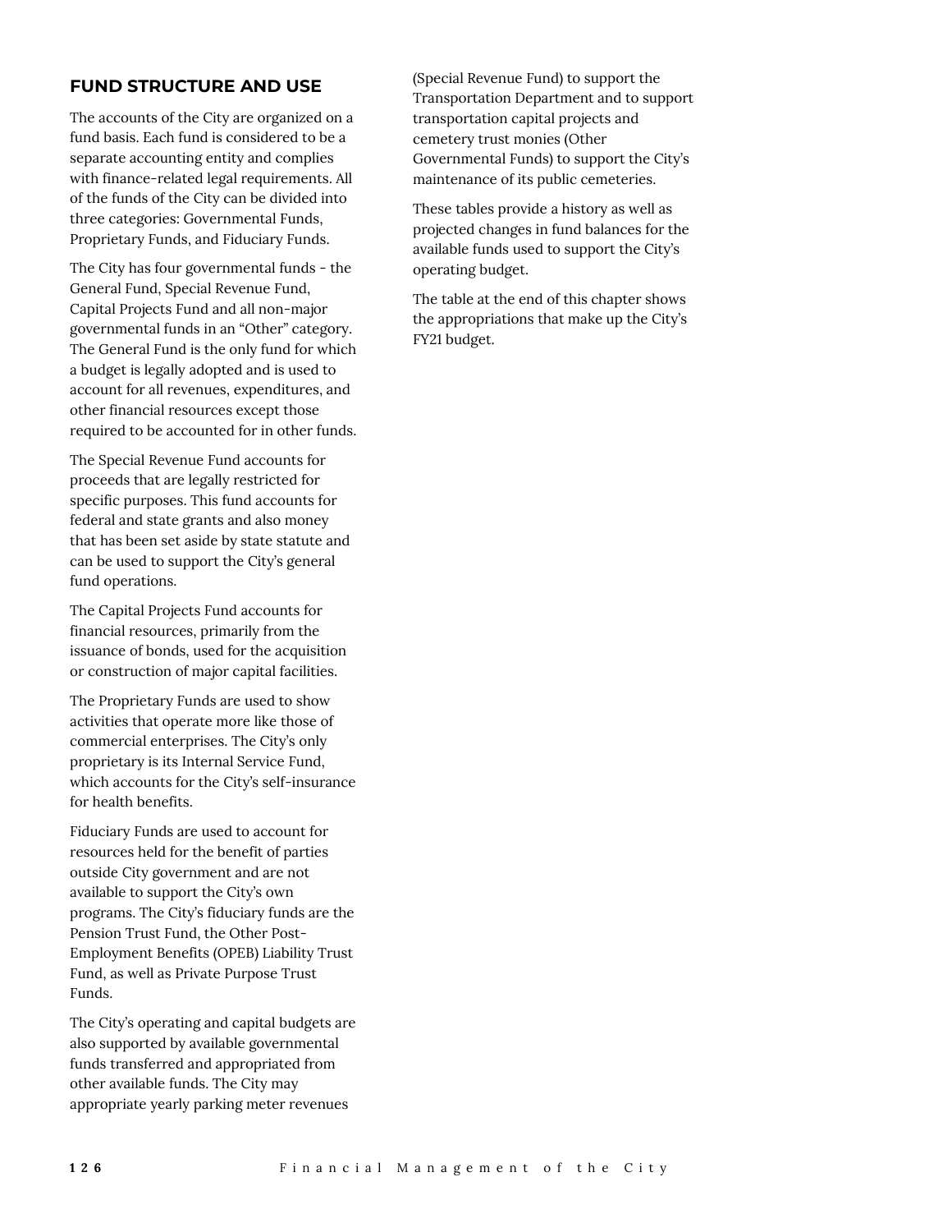## FUND STRUCTURE AND USE

The accounts of the City are organized on a fund basis. Each fund is considered to be a separate accounting entity and complies with finance-related legal requirements. All of the funds of the City can be divided into three categories: Governmental Funds, Proprietary Funds, and Fiduciary Funds.

The City has four governmental funds - the General Fund, Special Revenue Fund, Capital Projects Fund and all non-major governmental funds in an "Other" category. The General Fund is the only fund for which a budget is legally adopted and is used to account for all revenues, expenditures, and other financial resources except those required to be accounted for in other funds.

The Special Revenue Fund accounts for proceeds that are legally restricted for specific purposes. This fund accounts for federal and state grants and also money that has been set aside by state statute and can be used to support the City's general fund operations.

The Capital Projects Fund accounts for financial resources, primarily from the issuance of bonds, used for the acquisition or construction of major capital facilities.

The Proprietary Funds are used to show activities that operate more like those of commercial enterprises. The City's only proprietary is its Internal Service Fund, which accounts for the City's self-insurance for health benefits.

Fiduciary Funds are used to account for resources held for the benefit of parties outside City government and are not available to support the City's own programs. The City's fiduciary funds are the Pension Trust Fund, the Other Post-Employment Benefits (OPEB) Liability Trust Fund, as well as Private Purpose Trust Funds.

The City's operating and capital budgets are also supported by available governmental funds transferred and appropriated from other available funds. The City may appropriate yearly parking meter revenues (Special Revenue Fund) to support the Transportation Department and to support transportation capital projects and cemetery trust monies (Other Governmental Funds) to support the City's maintenance of its public cemeteries.

These tables provide a history as well as projected changes in fund balances for the available funds used to support the City's operating budget.

The table at the end of this chapter shows the appropriations that make up the City's FY21 budget.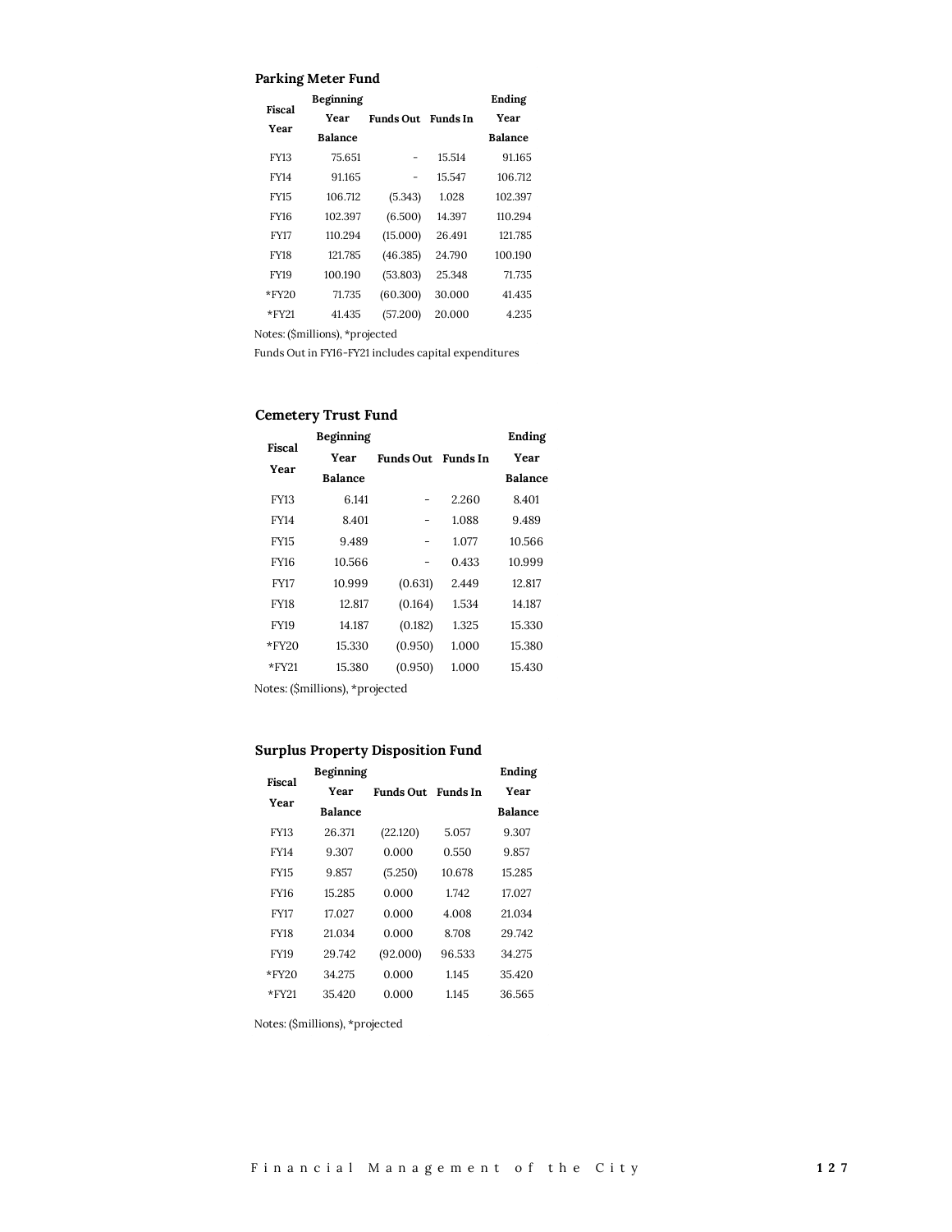### Parking Meter Fund

| Fiscal Year | Beginning Year Balance | Funds Out | Funds In | Ending Year Balance |
|---|---|---|---|---|
| FY13 | 75.651 | - | 15.514 | 91.165 |
| FY14 | 91.165 | - | 15.547 | 106.712 |
| FY15 | 106.712 | (5.343) | 1.028 | 102.397 |
| FY16 | 102.397 | (6.500) | 14.397 | 110.294 |
| FY17 | 110.294 | (15.000) | 26.491 | 121.785 |
| FY18 | 121.785 | (46.385) | 24.790 | 100.190 |
| FY19 | 100.190 | (53.803) | 25.348 | 71.735 |
| *FY20 | 71.735 | (60.300) | 30.000 | 41.435 |
| *FY21 | 41.435 | (57.200) | 20.000 | 4.235 |

Notes: ($millions), *projected

Funds Out in FY16-FY21 includes capital expenditures

### Cemetery Trust Fund

| Fiscal Year | Beginning Year Balance | Funds Out | Funds In | Ending Year Balance |
|---|---|---|---|---|
| FY13 | 6.141 | - | 2.260 | 8.401 |
| FY14 | 8.401 | - | 1.088 | 9.489 |
| FY15 | 9.489 | - | 1.077 | 10.566 |
| FY16 | 10.566 | - | 0.433 | 10.999 |
| FY17 | 10.999 | (0.631) | 2.449 | 12.817 |
| FY18 | 12.817 | (0.164) | 1.534 | 14.187 |
| FY19 | 14.187 | (0.182) | 1.325 | 15.330 |
| *FY20 | 15.330 | (0.950) | 1.000 | 15.380 |
| *FY21 | 15.380 | (0.950) | 1.000 | 15.430 |

Notes: ($millions), *projected

### Surplus Property Disposition Fund

| Fiscal Year | Beginning Year Balance | Funds Out | Funds In | Ending Year Balance |
|---|---|---|---|---|
| FY13 | 26.371 | (22.120) | 5.057 | 9.307 |
| FY14 | 9.307 | 0.000 | 0.550 | 9.857 |
| FY15 | 9.857 | (5.250) | 10.678 | 15.285 |
| FY16 | 15.285 | 0.000 | 1.742 | 17.027 |
| FY17 | 17.027 | 0.000 | 4.008 | 21.034 |
| FY18 | 21.034 | 0.000 | 8.708 | 29.742 |
| FY19 | 29.742 | (92.000) | 96.533 | 34.275 |
| *FY20 | 34.275 | 0.000 | 1.145 | 35.420 |
| *FY21 | 35.420 | 0.000 | 1.145 | 36.565 |

Notes: ($millions), *projected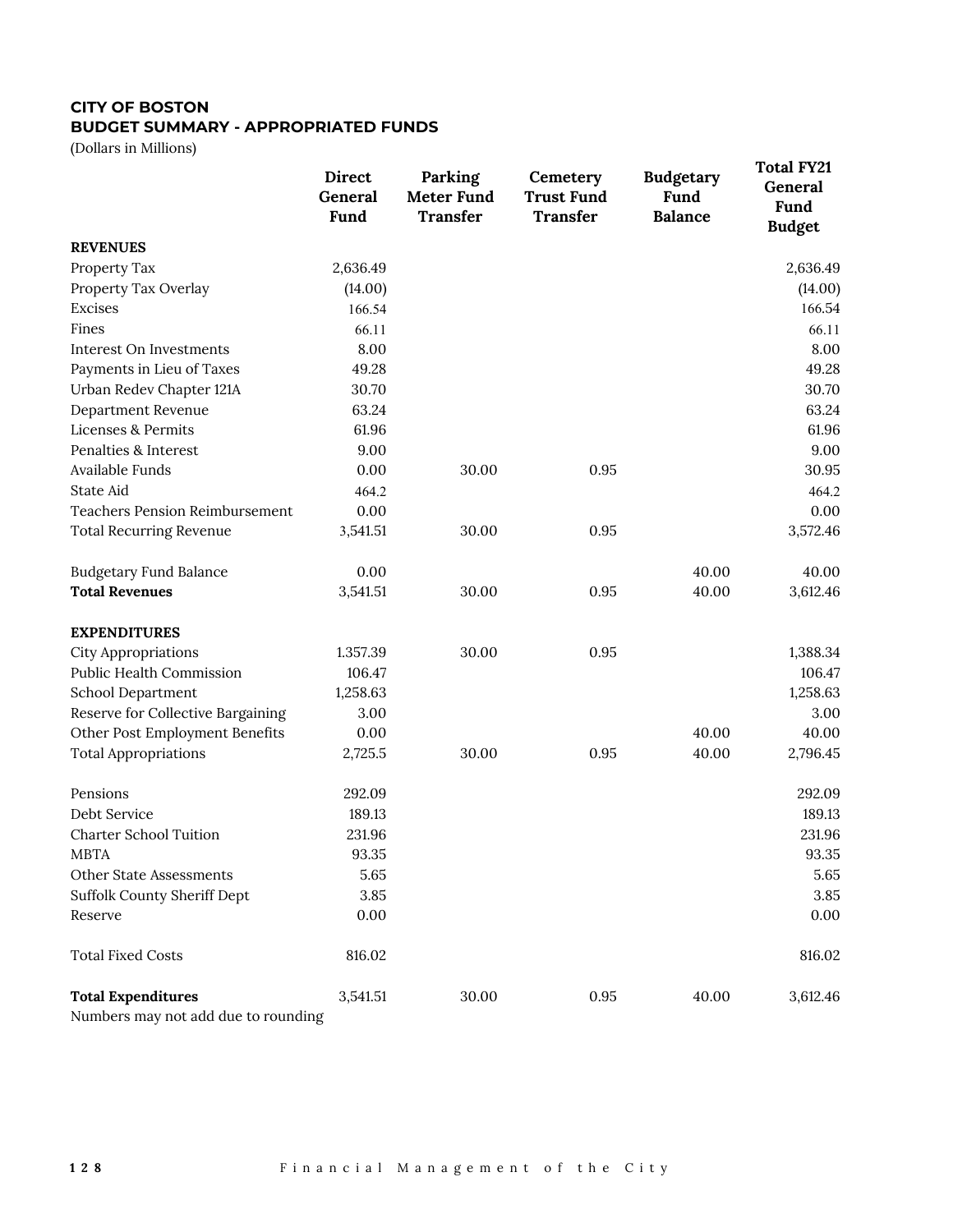**CITY OF BOSTON**
**BUDGET SUMMARY - APPROPRIATED FUNDS**
(Dollars in Millions)

| | Direct General Fund | Parking Meter Fund Transfer | Cemetery Trust Fund Transfer | Budgetary Fund Balance | Total FY21 General Fund Budget |
|---|---|---|---|---|---|
| **REVENUES** | | | | | |
| Property Tax | 2,636.49 | | | | 2,636.49 |
| Property Tax Overlay | (14.00) | | | | (14.00) |
| Excises | 166.54 | | | | 166.54 |
| Fines | 66.11 | | | | 66.11 |
| Interest On Investments | 8.00 | | | | 8.00 |
| Payments in Lieu of Taxes | 49.28 | | | | 49.28 |
| Urban Redev Chapter 121A | 30.70 | | | | 30.70 |
| Department Revenue | 63.24 | | | | 63.24 |
| Licenses & Permits | 61.96 | | | | 61.96 |
| Penalties & Interest | 9.00 | | | | 9.00 |
| Available Funds | 0.00 | 30.00 | 0.95 | | 30.95 |
| State Aid | 464.2 | | | | 464.2 |
| Teachers Pension Reimbursement | 0.00 | | | | 0.00 |
| Total Recurring Revenue | 3,541.51 | 30.00 | 0.95 | | 3,572.46 |
| | | | | | |
| Budgetary Fund Balance | 0.00 | | | 40.00 | 40.00 |
| **Total Revenues** | 3,541.51 | 30.00 | 0.95 | 40.00 | 3,612.46 |
| | | | | | |
| **EXPENDITURES** | | | | | |
| City Appropriations | 1.357.39 | 30.00 | 0.95 | | 1,388.34 |
| Public Health Commission | 106.47 | | | | 106.47 |
| School Department | 1,258.63 | | | | 1,258.63 |
| Reserve for Collective Bargaining | 3.00 | | | | 3.00 |
| Other Post Employment Benefits | 0.00 | | | 40.00 | 40.00 |
| Total Appropriations | 2,725.5 | 30.00 | 0.95 | 40.00 | 2,796.45 |
| | | | | | |
| Pensions | 292.09 | | | | 292.09 |
| Debt Service | 189.13 | | | | 189.13 |
| Charter School Tuition | 231.96 | | | | 231.96 |
| MBTA | 93.35 | | | | 93.35 |
| Other State Assessments | 5.65 | | | | 5.65 |
| Suffolk County Sheriff Dept | 3.85 | | | | 3.85 |
| Reserve | 0.00 | | | | 0.00 |
| | | | | | |
| Total Fixed Costs | 816.02 | | | | 816.02 |
| | | | | | |
| **Total Expenditures** | 3,541.51 | 30.00 | 0.95 | 40.00 | 3,612.46 |

Numbers may not add due to rounding